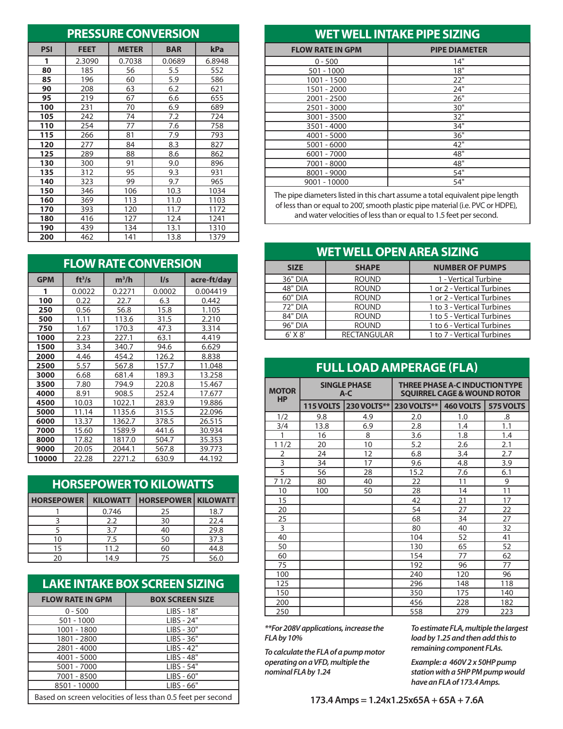## PRESSURE CONVERSION

| PSI | FEET | METER | BAR | kPa |
|---|---|---|---|---|
| **1** | 2.3090 | 0.7038 | 0.0689 | 6.8948 |
| **80** | 185 | 56 | 5.5 | 552 |
| **85** | 196 | 60 | 5.9 | 586 |
| **90** | 208 | 63 | 6.2 | 621 |
| **95** | 219 | 67 | 6.6 | 655 |
| **100** | 231 | 70 | 6.9 | 689 |
| **105** | 242 | 74 | 7.2 | 724 |
| **110** | 254 | 77 | 7.6 | 758 |
| **115** | 266 | 81 | 7.9 | 793 |
| **120** | 277 | 84 | 8.3 | 827 |
| **125** | 289 | 88 | 8.6 | 862 |
| **130** | 300 | 91 | 9.0 | 896 |
| **135** | 312 | 95 | 9.3 | 931 |
| **140** | 323 | 99 | 9.7 | 965 |
| **150** | 346 | 106 | 10.3 | 1034 |
| **160** | 369 | 113 | 11.0 | 1103 |
| **170** | 393 | 120 | 11.7 | 1172 |
| **180** | 416 | 127 | 12.4 | 1241 |
| **190** | 439 | 134 | 13.1 | 1310 |
| **200** | 462 | 141 | 13.8 | 1379 |

## FLOW RATE CONVERSION

| GPM | $ft^3/s$ | $m^3/h$ | l/s | acre-ft/day |
|---|---|---|---|---|
| **1** | 0.0022 | 0.2271 | 0.0002 | 0.004419 |
| **100** | 0.22 | 22.7 | 6.3 | 0.442 |
| **250** | 0.56 | 56.8 | 15.8 | 1.105 |
| **500** | 1.11 | 113.6 | 31.5 | 2.210 |
| **750** | 1.67 | 170.3 | 47.3 | 3.314 |
| **1000** | 2.23 | 227.1 | 63.1 | 4.419 |
| **1500** | 3.34 | 340.7 | 94.6 | 6.629 |
| **2000** | 4.46 | 454.2 | 126.2 | 8.838 |
| **2500** | 5.57 | 567.8 | 157.7 | 11.048 |
| **3000** | 6.68 | 681.4 | 189.3 | 13.258 |
| **3500** | 7.80 | 794.9 | 220.8 | 15.467 |
| **4000** | 8.91 | 908.5 | 252.4 | 17.677 |
| **4500** | 10.03 | 1022.1 | 283.9 | 19.886 |
| **5000** | 11.14 | 1135.6 | 315.5 | 22.096 |
| **6000** | 13.37 | 1362.7 | 378.5 | 26.515 |
| **7000** | 15.60 | 1589.9 | 441.6 | 30.934 |
| **8000** | 17.82 | 1817.0 | 504.7 | 35.353 |
| **9000** | 20.05 | 2044.1 | 567.8 | 39.773 |
| **10000** | 22.28 | 2271.2 | 630.9 | 44.192 |

## HORSEPOWER TO KILOWATTS

| HORSEPOWER | KILOWATT | HORSEPOWER | KILOWATT |
|---|---|---|---|
| 1 | 0.746 | 25 | 18.7 |
| 3 | 2.2 | 30 | 22.4 |
| 5 | 3.7 | 40 | 29.8 |
| 10 | 7.5 | 50 | 37.3 |
| 15 | 11.2 | 60 | 44.8 |
| 20 | 14.9 | 75 | 56.0 |

## LAKE INTAKE BOX SCREEN SIZING

| FLOW RATE IN GPM | BOX SCREEN SIZE |
|---|---|
| 0 - 500 | LIBS - 18" |
| 501 - 1000 | LIBS - 24" |
| 1001 - 1800 | LIBS - 30" |
| 1801 - 2800 | LIBS - 36" |
| 2801 - 4000 | LIBS - 42" |
| 4001 - 5000 | LIBS - 48" |
| 5001 - 7000 | LIBS - 54" |
| 7001 - 8500 | LIBS - 60" |
| 8501 - 10000 | LIBS - 66" |

Based on screen velocities of less than 0.5 feet per second

## WET WELL INTAKE PIPE SIZING

| FLOW RATE IN GPM | PIPE DIAMETER |
|---|---|
| 0 - 500 | 14" |
| 501 - 1000 | 18" |
| 1001 - 1500 | 22" |
| 1501 - 2000 | 24" |
| 2001 - 2500 | 26" |
| 2501 - 3000 | 30" |
| 3001 - 3500 | 32" |
| 3501 - 4000 | 34" |
| 4001 - 5000 | 36" |
| 5001 - 6000 | 42" |
| 6001 - 7000 | 48" |
| 7001 - 8000 | 48" |
| 8001 - 9000 | 54" |
| 9001 - 10000 | 54" |

The pipe diameters listed in this chart assume a total equivalent pipe length of less than or equal to 200', smooth plastic pipe material (i.e. PVC or HDPE), and water velocities of less than or equal to 1.5 feet per second.

## WET WELL OPEN AREA SIZING

| SIZE | SHAPE | NUMBER OF PUMPS |
|---|---|---|
| 36" DIA | ROUND | 1 - Vertical Turbine |
| 48" DIA | ROUND | 1 or 2 - Vertical Turbines |
| 60" DIA | ROUND | 1 or 2 - Vertical Turbines |
| 72" DIA | ROUND | 1 to 3 - Vertical Turbines |
| 84" DIA | ROUND | 1 to 5 - Vertical Turbines |
| 96" DIA | ROUND | 1 to 6 - Vertical Turbines |
| 6' X 8' | RECTANGULAR | 1 to 7 - Vertical Turbines |

## FULL LOAD AMPERAGE (FLA)

| MOTOR HP | SINGLE PHASE A-C | | THREE PHASE A-C INDUCTION TYPE SQUIRREL CAGE & WOUND ROTOR | | |
|---|---|---|---|---|---|
| | 115 VOLTS | 230 VOLTS** | 230 VOLTS** | 460 VOLTS | 575 VOLTS |
| 1/2 | 9.8 | 4.9 | 2.0 | 1.0 | .8 |
| 3/4 | 13.8 | 6.9 | 2.8 | 1.4 | 1.1 |
| 1 | 16 | 8 | 3.6 | 1.8 | 1.4 |
| 1 1/2 | 20 | 10 | 5.2 | 2.6 | 2.1 |
| 2 | 24 | 12 | 6.8 | 3.4 | 2.7 |
| 3 | 34 | 17 | 9.6 | 4.8 | 3.9 |
| 5 | 56 | 28 | 15.2 | 7.6 | 6.1 |
| 7 1/2 | 80 | 40 | 22 | 11 | 9 |
| 10 | 100 | 50 | 28 | 14 | 11 |
| 15 | | | 42 | 21 | 17 |
| 20 | | | 54 | 27 | 22 |
| 25 | | | 68 | 34 | 27 |
| 3 | | | 80 | 40 | 32 |
| 40 | | | 104 | 52 | 41 |
| 50 | | | 130 | 65 | 52 |
| 60 | | | 154 | 77 | 62 |
| 75 | | | 192 | 96 | 77 |
| 100 | | | 240 | 120 | 96 |
| 125 | | | 296 | 148 | 118 |
| 150 | | | 350 | 175 | 140 |
| 200 | | | 456 | 228 | 182 |
| 250 | | | 558 | 279 | 223 |

***\*\*For 208V applications, increase the FLA by 10%***

***To calculate the FLA of a pump motor operating on a VFD, multiple the nominal FLA by 1.24***

***To estimate FLA, multiple the largest load by 1.25 and then add this to remaining component FLAs.***

***Example: a 460V 2 x 50HP pump station with a 5HP PM pump would have an FLA of 173.4 Amps.***

**173.4 Amps = 1.24x1.25x65A + 65A + 7.6A**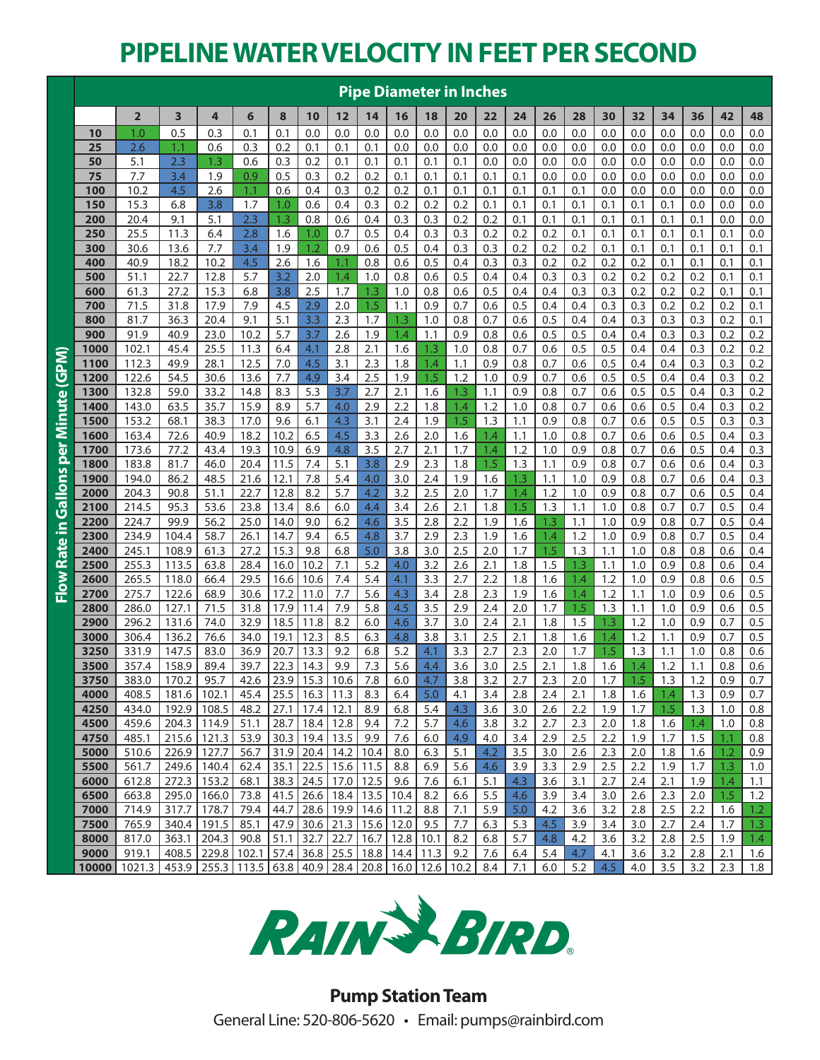# PIPELINE WATER VELOCITY IN FEET PER SECOND

**Pipe Diameter in Inches**

**Flow Rate in Gallons per Minute (GPM)**

| | 2 | 3 | 4 | 6 | 8 | 10 | 12 | 14 | 16 | 18 | 20 | 22 | 24 | 26 | 28 | 30 | 32 | 34 | 36 | 42 | 48 |
|---|---|---|---|---|---|---|---|---|---|---|---|---|---|---|---|---|---|---|---|---|---|
| **10** | 1.0 | 0.5 | 0.3 | 0.1 | 0.1 | 0.0 | 0.0 | 0.0 | 0.0 | 0.0 | 0.0 | 0.0 | 0.0 | 0.0 | 0.0 | 0.0 | 0.0 | 0.0 | 0.0 | 0.0 | 0.0 |
| **25** | 2.6 | 1.1 | 0.6 | 0.3 | 0.2 | 0.1 | 0.1 | 0.1 | 0.0 | 0.0 | 0.0 | 0.0 | 0.0 | 0.0 | 0.0 | 0.0 | 0.0 | 0.0 | 0.0 | 0.0 | 0.0 |
| **50** | 5.1 | 2.3 | 1.3 | 0.6 | 0.3 | 0.2 | 0.1 | 0.1 | 0.1 | 0.1 | 0.1 | 0.0 | 0.0 | 0.0 | 0.0 | 0.0 | 0.0 | 0.0 | 0.0 | 0.0 | 0.0 |
| **75** | 7.7 | 3.4 | 1.9 | 0.9 | 0.5 | 0.3 | 0.2 | 0.2 | 0.1 | 0.1 | 0.1 | 0.1 | 0.1 | 0.0 | 0.0 | 0.0 | 0.0 | 0.0 | 0.0 | 0.0 | 0.0 |
| **100** | 10.2 | 4.5 | 2.6 | 1.1 | 0.6 | 0.4 | 0.3 | 0.2 | 0.2 | 0.1 | 0.1 | 0.1 | 0.1 | 0.1 | 0.1 | 0.0 | 0.0 | 0.0 | 0.0 | 0.0 | 0.0 |
| **150** | 15.3 | 6.8 | 3.8 | 1.7 | 1.0 | 0.6 | 0.4 | 0.3 | 0.2 | 0.2 | 0.2 | 0.1 | 0.1 | 0.1 | 0.1 | 0.1 | 0.1 | 0.1 | 0.0 | 0.0 | 0.0 |
| **200** | 20.4 | 9.1 | 5.1 | 2.3 | 1.3 | 0.8 | 0.6 | 0.4 | 0.3 | 0.3 | 0.2 | 0.2 | 0.1 | 0.1 | 0.1 | 0.1 | 0.1 | 0.1 | 0.1 | 0.0 | 0.0 |
| **250** | 25.5 | 11.3 | 6.4 | 2.8 | 1.6 | 1.0 | 0.7 | 0.5 | 0.4 | 0.3 | 0.3 | 0.2 | 0.2 | 0.2 | 0.1 | 0.1 | 0.1 | 0.1 | 0.1 | 0.1 | 0.0 |
| **300** | 30.6 | 13.6 | 7.7 | 3.4 | 1.9 | 1.2 | 0.9 | 0.6 | 0.5 | 0.4 | 0.3 | 0.3 | 0.2 | 0.2 | 0.2 | 0.1 | 0.1 | 0.1 | 0.1 | 0.1 | 0.1 |
| **400** | 40.9 | 18.2 | 10.2 | 4.5 | 2.6 | 1.6 | 1.1 | 0.8 | 0.6 | 0.5 | 0.4 | 0.3 | 0.3 | 0.2 | 0.2 | 0.2 | 0.2 | 0.1 | 0.1 | 0.1 | 0.1 |
| **500** | 51.1 | 22.7 | 12.8 | 5.7 | 3.2 | 2.0 | 1.4 | 1.0 | 0.8 | 0.6 | 0.5 | 0.4 | 0.4 | 0.3 | 0.3 | 0.2 | 0.2 | 0.2 | 0.2 | 0.1 | 0.1 |
| **600** | 61.3 | 27.2 | 15.3 | 6.8 | 3.8 | 2.5 | 1.7 | 1.3 | 1.0 | 0.8 | 0.6 | 0.5 | 0.4 | 0.4 | 0.3 | 0.3 | 0.2 | 0.2 | 0.2 | 0.1 | 0.1 |
| **700** | 71.5 | 31.8 | 17.9 | 7.9 | 4.5 | 2.9 | 2.0 | 1.5 | 1.1 | 0.9 | 0.7 | 0.6 | 0.5 | 0.4 | 0.4 | 0.3 | 0.3 | 0.2 | 0.2 | 0.2 | 0.1 |
| **800** | 81.7 | 36.3 | 20.4 | 9.1 | 5.1 | 3.3 | 2.3 | 1.7 | 1.3 | 1.0 | 0.8 | 0.7 | 0.6 | 0.5 | 0.4 | 0.4 | 0.3 | 0.3 | 0.3 | 0.2 | 0.1 |
| **900** | 91.9 | 40.9 | 23.0 | 10.2 | 5.7 | 3.7 | 2.6 | 1.9 | 1.4 | 1.1 | 0.9 | 0.8 | 0.6 | 0.5 | 0.5 | 0.4 | 0.4 | 0.3 | 0.3 | 0.2 | 0.2 |
| **1000** | 102.1 | 45.4 | 25.5 | 11.3 | 6.4 | 4.1 | 2.8 | 2.1 | 1.6 | 1.3 | 1.0 | 0.8 | 0.7 | 0.6 | 0.5 | 0.5 | 0.4 | 0.4 | 0.3 | 0.2 | 0.2 |
| **1100** | 112.3 | 49.9 | 28.1 | 12.5 | 7.0 | 4.5 | 3.1 | 2.3 | 1.8 | 1.4 | 1.1 | 0.9 | 0.8 | 0.7 | 0.6 | 0.5 | 0.4 | 0.4 | 0.3 | 0.3 | 0.2 |
| **1200** | 122.6 | 54.5 | 30.6 | 13.6 | 7.7 | 4.9 | 3.4 | 2.5 | 1.9 | 1.5 | 1.2 | 1.0 | 0.9 | 0.7 | 0.6 | 0.5 | 0.5 | 0.4 | 0.4 | 0.3 | 0.2 |
| **1300** | 132.8 | 59.0 | 33.2 | 14.8 | 8.3 | 5.3 | 3.7 | 2.7 | 2.1 | 1.6 | 1.3 | 1.1 | 0.9 | 0.8 | 0.7 | 0.6 | 0.5 | 0.5 | 0.4 | 0.3 | 0.2 |
| **1400** | 143.0 | 63.5 | 35.7 | 15.9 | 8.9 | 5.7 | 4.0 | 2.9 | 2.2 | 1.8 | 1.4 | 1.2 | 1.0 | 0.8 | 0.7 | 0.6 | 0.6 | 0.5 | 0.4 | 0.3 | 0.2 |
| **1500** | 153.2 | 68.1 | 38.3 | 17.0 | 9.6 | 6.1 | 4.3 | 3.1 | 2.4 | 1.9 | 1.5 | 1.3 | 1.1 | 0.9 | 0.8 | 0.7 | 0.6 | 0.5 | 0.5 | 0.3 | 0.3 |
| **1600** | 163.4 | 72.6 | 40.9 | 18.2 | 10.2 | 6.5 | 4.5 | 3.3 | 2.6 | 2.0 | 1.6 | 1.4 | 1.1 | 1.0 | 0.8 | 0.7 | 0.6 | 0.6 | 0.5 | 0.4 | 0.3 |
| **1700** | 173.6 | 77.2 | 43.4 | 19.3 | 10.9 | 6.9 | 4.8 | 3.5 | 2.7 | 2.1 | 1.7 | 1.4 | 1.2 | 1.0 | 0.9 | 0.8 | 0.7 | 0.6 | 0.5 | 0.4 | 0.3 |
| **1800** | 183.8 | 81.7 | 46.0 | 20.4 | 11.5 | 7.4 | 5.1 | 3.8 | 2.9 | 2.3 | 1.8 | 1.5 | 1.3 | 1.1 | 0.9 | 0.8 | 0.7 | 0.6 | 0.6 | 0.4 | 0.3 |
| **1900** | 194.0 | 86.2 | 48.5 | 21.6 | 12.1 | 7.8 | 5.4 | 4.0 | 3.0 | 2.4 | 1.9 | 1.6 | 1.3 | 1.1 | 1.0 | 0.9 | 0.8 | 0.7 | 0.6 | 0.4 | 0.3 |
| **2000** | 204.3 | 90.8 | 51.1 | 22.7 | 12.8 | 8.2 | 5.7 | 4.2 | 3.2 | 2.5 | 2.0 | 1.7 | 1.4 | 1.2 | 1.0 | 0.9 | 0.8 | 0.7 | 0.6 | 0.5 | 0.4 |
| **2100** | 214.5 | 95.3 | 53.6 | 23.8 | 13.4 | 8.6 | 6.0 | 4.4 | 3.4 | 2.6 | 2.1 | 1.8 | 1.5 | 1.3 | 1.1 | 1.0 | 0.8 | 0.7 | 0.7 | 0.5 | 0.4 |
| **2200** | 224.7 | 99.9 | 56.2 | 25.0 | 14.0 | 9.0 | 6.2 | 4.6 | 3.5 | 2.8 | 2.2 | 1.9 | 1.6 | 1.3 | 1.1 | 1.0 | 0.9 | 0.8 | 0.7 | 0.5 | 0.4 |
| **2300** | 234.9 | 104.4 | 58.7 | 26.1 | 14.7 | 9.4 | 6.5 | 4.8 | 3.7 | 2.9 | 2.3 | 1.9 | 1.6 | 1.4 | 1.2 | 1.0 | 0.9 | 0.8 | 0.7 | 0.5 | 0.4 |
| **2400** | 245.1 | 108.9 | 61.3 | 27.2 | 15.3 | 9.8 | 6.8 | 5.0 | 3.8 | 3.0 | 2.5 | 2.0 | 1.7 | 1.5 | 1.3 | 1.1 | 1.0 | 0.8 | 0.8 | 0.6 | 0.4 |
| **2500** | 255.3 | 113.5 | 63.8 | 28.4 | 16.0 | 10.2 | 7.1 | 5.2 | 4.0 | 3.2 | 2.6 | 2.1 | 1.8 | 1.5 | 1.3 | 1.1 | 1.0 | 0.9 | 0.8 | 0.6 | 0.4 |
| **2600** | 265.5 | 118.0 | 66.4 | 29.5 | 16.6 | 10.6 | 7.4 | 5.4 | 4.1 | 3.3 | 2.7 | 2.2 | 1.8 | 1.6 | 1.4 | 1.2 | 1.0 | 0.9 | 0.8 | 0.6 | 0.5 |
| **2700** | 275.7 | 122.6 | 68.9 | 30.6 | 17.2 | 11.0 | 7.7 | 5.6 | 4.3 | 3.4 | 2.8 | 2.3 | 1.9 | 1.6 | 1.4 | 1.2 | 1.1 | 1.0 | 0.9 | 0.6 | 0.5 |
| **2800** | 286.0 | 127.1 | 71.5 | 31.8 | 17.9 | 11.4 | 7.9 | 5.8 | 4.5 | 3.5 | 2.9 | 2.4 | 2.0 | 1.7 | 1.5 | 1.3 | 1.1 | 1.0 | 0.9 | 0.6 | 0.5 |
| **2900** | 296.2 | 131.6 | 74.0 | 32.9 | 18.5 | 11.8 | 8.2 | 6.0 | 4.6 | 3.7 | 3.0 | 2.4 | 2.1 | 1.8 | 1.5 | 1.3 | 1.2 | 1.0 | 0.9 | 0.7 | 0.5 |
| **3000** | 306.4 | 136.2 | 76.6 | 34.0 | 19.1 | 12.3 | 8.5 | 6.3 | 4.8 | 3.8 | 3.1 | 2.5 | 2.1 | 1.8 | 1.6 | 1.4 | 1.2 | 1.1 | 0.9 | 0.7 | 0.5 |
| **3250** | 331.9 | 147.5 | 83.0 | 36.9 | 20.7 | 13.3 | 9.2 | 6.8 | 5.2 | 4.1 | 3.3 | 2.7 | 2.3 | 2.0 | 1.7 | 1.5 | 1.3 | 1.1 | 1.0 | 0.8 | 0.6 |
| **3500** | 357.4 | 158.9 | 89.4 | 39.7 | 22.3 | 14.3 | 9.9 | 7.3 | 5.6 | 4.4 | 3.6 | 3.0 | 2.5 | 2.1 | 1.8 | 1.6 | 1.4 | 1.2 | 1.1 | 0.8 | 0.6 |
| **3750** | 383.0 | 170.2 | 95.7 | 42.6 | 23.9 | 15.3 | 10.6 | 7.8 | 6.0 | 4.7 | 3.8 | 3.2 | 2.7 | 2.3 | 2.0 | 1.7 | 1.5 | 1.3 | 1.2 | 0.9 | 0.7 |
| **4000** | 408.5 | 181.6 | 102.1 | 45.4 | 25.5 | 16.3 | 11.3 | 8.3 | 6.4 | 5.0 | 4.1 | 3.4 | 2.8 | 2.4 | 2.1 | 1.8 | 1.6 | 1.4 | 1.3 | 0.9 | 0.7 |
| **4250** | 434.0 | 192.9 | 108.5 | 48.2 | 27.1 | 17.4 | 12.1 | 8.9 | 6.8 | 5.4 | 4.3 | 3.6 | 3.0 | 2.6 | 2.2 | 1.9 | 1.7 | 1.5 | 1.3 | 1.0 | 0.8 |
| **4500** | 459.6 | 204.3 | 114.9 | 51.1 | 28.7 | 18.4 | 12.8 | 9.4 | 7.2 | 5.7 | 4.6 | 3.8 | 3.2 | 2.7 | 2.3 | 2.0 | 1.8 | 1.6 | 1.4 | 1.0 | 0.8 |
| **4750** | 485.1 | 215.6 | 121.3 | 53.9 | 30.3 | 19.4 | 13.5 | 9.9 | 7.6 | 6.0 | 4.9 | 4.0 | 3.4 | 2.9 | 2.5 | 2.2 | 1.9 | 1.7 | 1.5 | 1.1 | 0.8 |
| **5000** | 510.6 | 226.9 | 127.7 | 56.7 | 31.9 | 20.4 | 14.2 | 10.4 | 8.0 | 6.3 | 5.1 | 4.2 | 3.5 | 3.0 | 2.6 | 2.3 | 2.0 | 1.8 | 1.6 | 1.2 | 0.9 |
| **5500** | 561.7 | 249.6 | 140.4 | 62.4 | 35.1 | 22.5 | 15.6 | 11.5 | 8.8 | 6.9 | 5.6 | 4.6 | 3.9 | 3.3 | 2.9 | 2.5 | 2.2 | 1.9 | 1.7 | 1.3 | 1.0 |
| **6000** | 612.8 | 272.3 | 153.2 | 68.1 | 38.3 | 24.5 | 17.0 | 12.5 | 9.6 | 7.6 | 6.1 | 5.1 | 4.3 | 3.6 | 3.1 | 2.7 | 2.4 | 2.1 | 1.9 | 1.4 | 1.1 |
| **6500** | 663.8 | 295.0 | 166.0 | 73.8 | 41.5 | 26.6 | 18.4 | 13.5 | 10.4 | 8.2 | 6.6 | 5.5 | 4.6 | 3.9 | 3.4 | 3.0 | 2.6 | 2.3 | 2.0 | 1.5 | 1.2 |
| **7000** | 714.9 | 317.7 | 178.7 | 79.4 | 44.7 | 28.6 | 19.9 | 14.6 | 11.2 | 8.8 | 7.1 | 5.9 | 5.0 | 4.2 | 3.6 | 3.2 | 2.8 | 2.5 | 2.2 | 1.6 | 1.2 |
| **7500** | 765.9 | 340.4 | 191.5 | 85.1 | 47.9 | 30.6 | 21.3 | 15.6 | 12.0 | 9.5 | 7.7 | 6.3 | 5.3 | 4.5 | 3.9 | 3.4 | 3.0 | 2.7 | 2.4 | 1.7 | 1.3 |
| **8000** | 817.0 | 363.1 | 204.3 | 90.8 | 51.1 | 32.7 | 22.7 | 16.7 | 12.8 | 10.1 | 8.2 | 6.8 | 5.7 | 4.8 | 4.2 | 3.6 | 3.2 | 2.8 | 2.5 | 1.9 | 1.4 |
| **9000** | 919.1 | 408.5 | 229.8 | 102.1 | 57.4 | 36.8 | 25.5 | 18.8 | 14.4 | 11.3 | 9.2 | 7.6 | 6.4 | 5.4 | 4.7 | 4.1 | 3.6 | 3.2 | 2.8 | 2.1 | 1.6 |
| **10000** | 1021.3 | 453.9 | 255.3 | 113.5 | 63.8 | 40.9 | 28.4 | 20.8 | 16.0 | 12.6 | 10.2 | 8.4 | 7.1 | 6.0 | 5.2 | 4.5 | 4.0 | 3.5 | 3.2 | 2.3 | 1.8 |

RAIN BIRD

**Pump Station Team**

General Line: 520-806-5620 • Email: pumps@rainbird.com